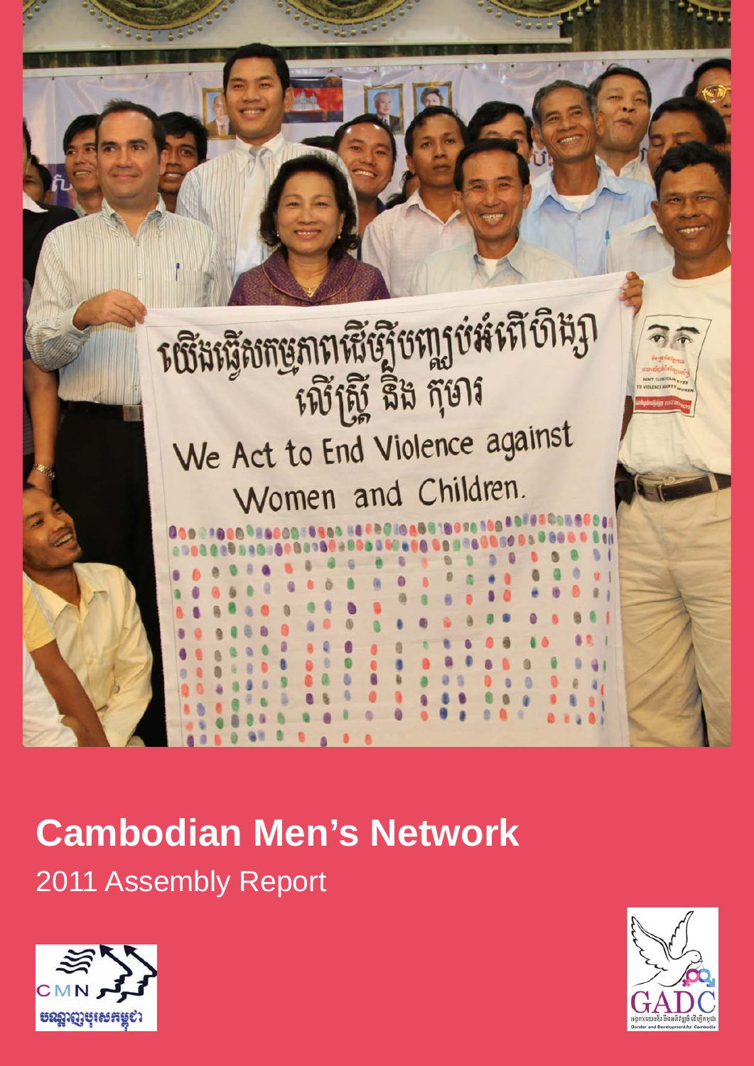# Cambodian Men's Network

2011 Assembly Report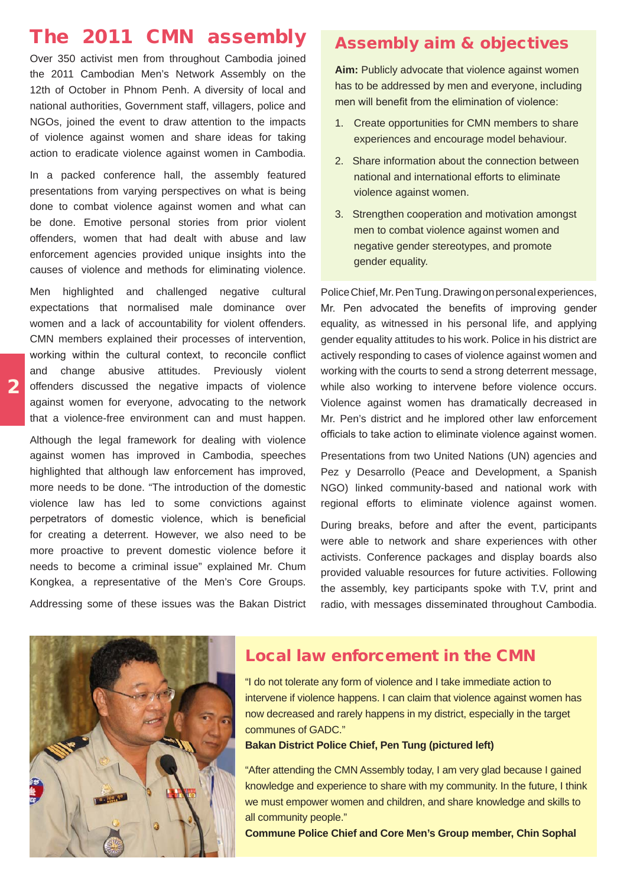# The 2011 CMN assembly

Over 350 activist men from throughout Cambodia joined the 2011 Cambodian Men's Network Assembly on the 12th of October in Phnom Penh. A diversity of local and national authorities, Government staff, villagers, police and NGOs, joined the event to draw attention to the impacts of violence against women and share ideas for taking action to eradicate violence against women in Cambodia.

In a packed conference hall, the assembly featured presentations from varying perspectives on what is being done to combat violence against women and what can be done. Emotive personal stories from prior violent offenders, women that had dealt with abuse and law enforcement agencies provided unique insights into the causes of violence and methods for eliminating violence.

Men highlighted and challenged negative cultural expectations that normalised male dominance over women and a lack of accountability for violent offenders. CMN members explained their processes of intervention, working within the cultural context, to reconcile conflict and change abusive attitudes. Previously violent offenders discussed the negative impacts of violence against women for everyone, advocating to the network that a violence-free environment can and must happen.

Although the legal framework for dealing with violence against women has improved in Cambodia, speeches highlighted that although law enforcement has improved, more needs to be done. "The introduction of the domestic violence law has led to some convictions against perpetrators of domestic violence, which is beneficial for creating a deterrent. However, we also need to be more proactive to prevent domestic violence before it needs to become a criminal issue" explained Mr. Chum Kongkea, a representative of the Men's Core Groups.

Addressing some of these issues was the Bakan District Police Chief, Mr. Pen Tung. Drawing on personal experiences, Mr. Pen advocated the benefits of improving gender equality, as witnessed in his personal life, and applying gender equality attitudes to his work. Police in his district are actively responding to cases of violence against women and working with the courts to send a strong deterrent message, while also working to intervene before violence occurs. Violence against women has dramatically decreased in Mr. Pen's district and he implored other law enforcement officials to take action to eliminate violence against women.

Presentations from two United Nations (UN) agencies and Pez y Desarrollo (Peace and Development, a Spanish NGO) linked community-based and national work with regional efforts to eliminate violence against women.

During breaks, before and after the event, participants were able to network and share experiences with other activists. Conference packages and display boards also provided valuable resources for future activities. Following the assembly, key participants spoke with T.V, print and radio, with messages disseminated throughout Cambodia.

## Assembly aim & objectives

**Aim:** Publicly advocate that violence against women has to be addressed by men and everyone, including men will benefit from the elimination of violence:

1. Create opportunities for CMN members to share experiences and encourage model behaviour.
2. Share information about the connection between national and international efforts to eliminate violence against women.
3. Strengthen cooperation and motivation amongst men to combat violence against women and negative gender stereotypes, and promote gender equality.

## Local law enforcement in the CMN

"I do not tolerate any form of violence and I take immediate action to intervene if violence happens. I can claim that violence against women has now decreased and rarely happens in my district, especially in the target communes of GADC."

**Bakan District Police Chief, Pen Tung (pictured left)**

"After attending the CMN Assembly today, I am very glad because I gained knowledge and experience to share with my community. In the future, I think we must empower women and children, and share knowledge and skills to all community people."

**Commune Police Chief and Core Men's Group member, Chin Sophal**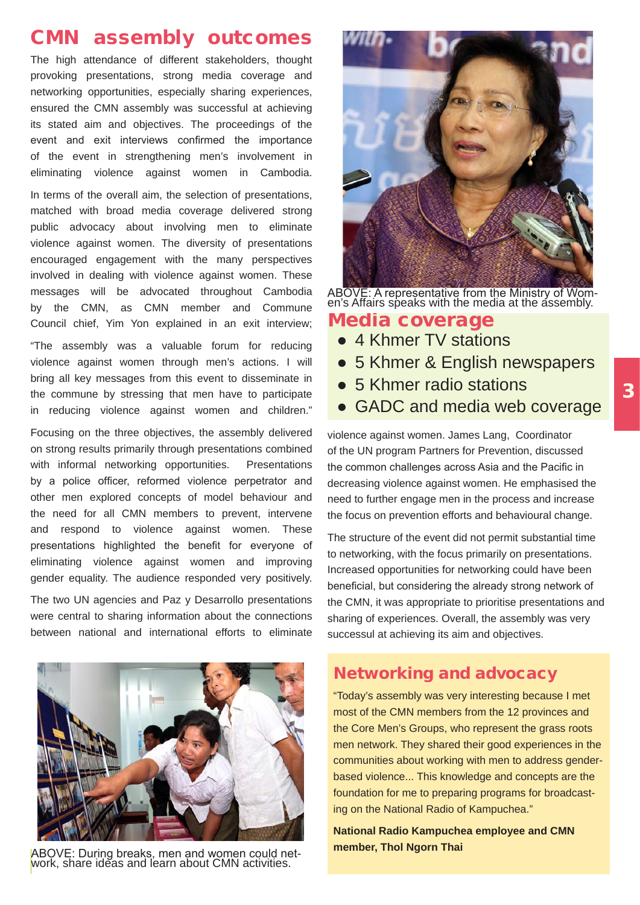## CMN assembly outcomes

The high attendance of different stakeholders, thought provoking presentations, strong media coverage and networking opportunities, especially sharing experiences, ensured the CMN assembly was successful at achieving its stated aim and objectives. The proceedings of the event and exit interviews confirmed the importance of the event in strengthening men's involvement in eliminating violence against women in Cambodia.

In terms of the overall aim, the selection of presentations, matched with broad media coverage delivered strong public advocacy about involving men to eliminate violence against women. The diversity of presentations encouraged engagement with the many perspectives involved in dealing with violence against women. These messages will be advocated throughout Cambodia by the CMN, as CMN member and Commune Council chief, Yim Yon explained in an exit interview;

"The assembly was a valuable forum for reducing violence against women through men's actions. I will bring all key messages from this event to disseminate in the commune by stressing that men have to participate in reducing violence against women and children."

Focusing on the three objectives, the assembly delivered on strong results primarily through presentations combined with informal networking opportunities. Presentations by a police officer, reformed violence perpetrator and other men explored concepts of model behaviour and the need for all CMN members to prevent, intervene and respond to violence against women. These presentations highlighted the benefit for everyone of eliminating violence against women and improving gender equality. The audience responded very positively.

The two UN agencies and Paz y Desarrollo presentations were central to sharing information about the connections between national and international efforts to eliminate violence against women. James Lang, Coordinator of the UN program Partners for Prevention, discussed the common challenges across Asia and the Pacific in decreasing violence against women. He emphasised the need to further engage men in the process and increase the focus on prevention efforts and behavioural change.

The structure of the event did not permit substantial time to networking, with the focus primarily on presentations. Increased opportunities for networking could have been beneficial, but considering the already strong network of the CMN, it was appropriate to prioritise presentations and sharing of experiences. Overall, the assembly was very successful at achieving its aim and objectives.

ABOVE: During breaks, men and women could network, share ideas and learn about CMN activities.

ABOVE: A representative from the Ministry of Women's Affairs speaks with the media at the assembly.

## Media coverage

- 4 Khmer TV stations
- 5 Khmer & English newspapers
- 5 Khmer radio stations
- GADC and media web coverage

## Networking and advocacy

"Today's assembly was very interesting because I met most of the CMN members from the 12 provinces and the Core Men's Groups, who represent the grass roots men network. They shared their good experiences in the communities about working with men to address gender-based violence... This knowledge and concepts are the foundation for me to preparing programs for broadcasting on the National Radio of Kampuchea."

**National Radio Kampuchea employee and CMN member, Thol Ngorn Thai**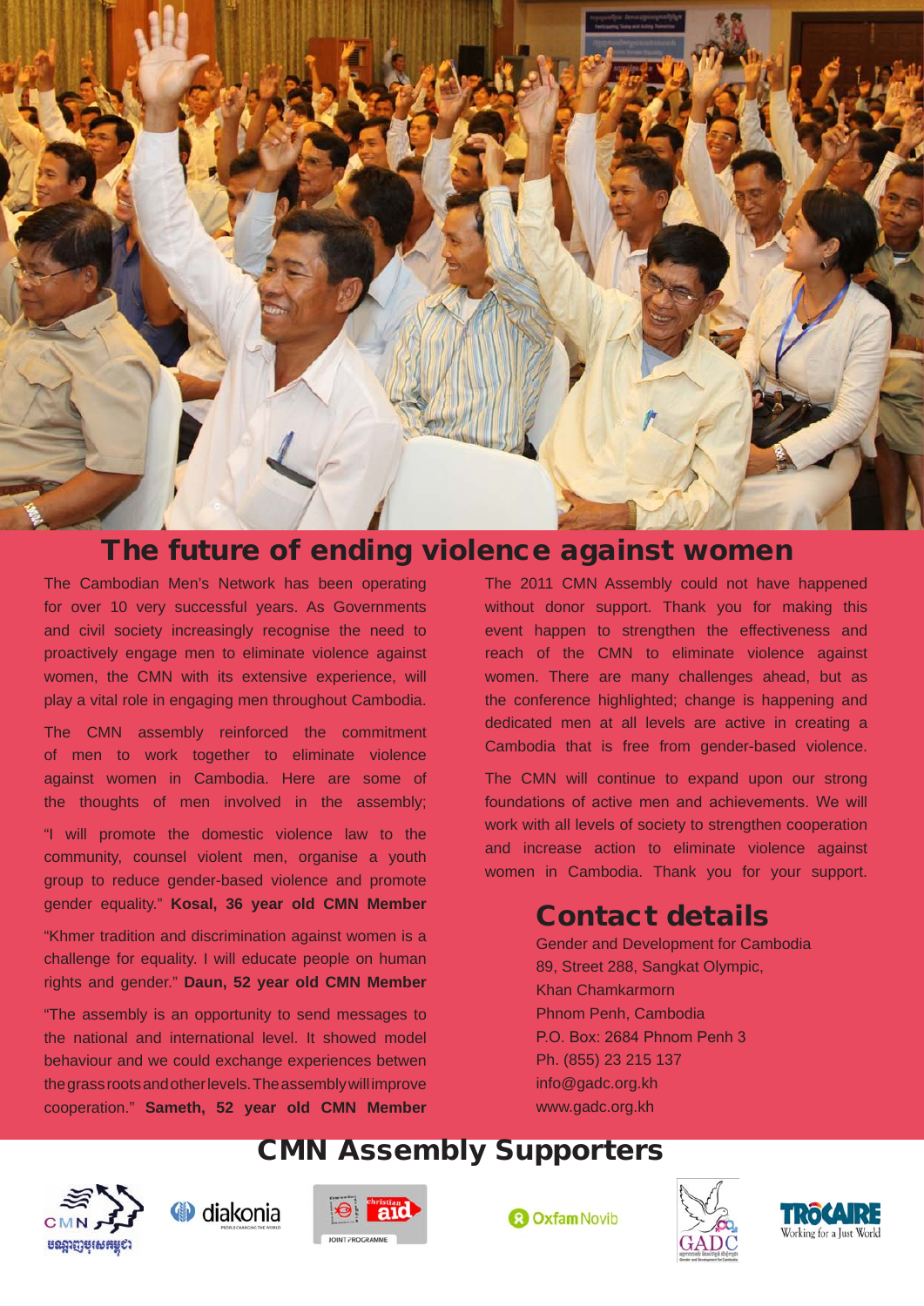# The future of ending violence against women

The Cambodian Men's Network has been operating for over 10 very successful years. As Governments and civil society increasingly recognise the need to proactively engage men to eliminate violence against women, the CMN with its extensive experience, will play a vital role in engaging men throughout Cambodia.

The CMN assembly reinforced the commitment of men to work together to eliminate violence against women in Cambodia. Here are some of the thoughts of men involved in the assembly;

"I will promote the domestic violence law to the community, counsel violent men, organise a youth group to reduce gender-based violence and promote gender equality." **Kosal, 36 year old CMN Member**

"Khmer tradition and discrimination against women is a challenge for equality. I will educate people on human rights and gender." **Daun, 52 year old CMN Member**

"The assembly is an opportunity to send messages to the national and international level. It showed model behaviour and we could exchange experiences betwen the grass roots and other levels. The assembly will improve cooperation." **Sameth, 52 year old CMN Member**

The 2011 CMN Assembly could not have happened without donor support. Thank you for making this event happen to strengthen the effectiveness and reach of the CMN to eliminate violence against women. There are many challenges ahead, but as the conference highlighted; change is happening and dedicated men at all levels are active in creating a Cambodia that is free from gender-based violence.

The CMN will continue to expand upon our strong foundations of active men and achievements. We will work with all levels of society to strengthen cooperation and increase action to eliminate violence against women in Cambodia. Thank you for your support.

## Contact details

Gender and Development for Cambodia
89, Street 288, Sangkat Olympic,
Khan Chamkarmorn
Phnom Penh, Cambodia
P.O. Box: 2684 Phnom Penh 3
Ph. (855) 23 215 137
info@gadc.org.kh
www.gadc.org.kh

## CMN Assembly Supporters

CMN
diakonia
christian aid JOINT PROGRAMME
Oxfam Novib
GADC
TRÓCAIRE Working for a Just World